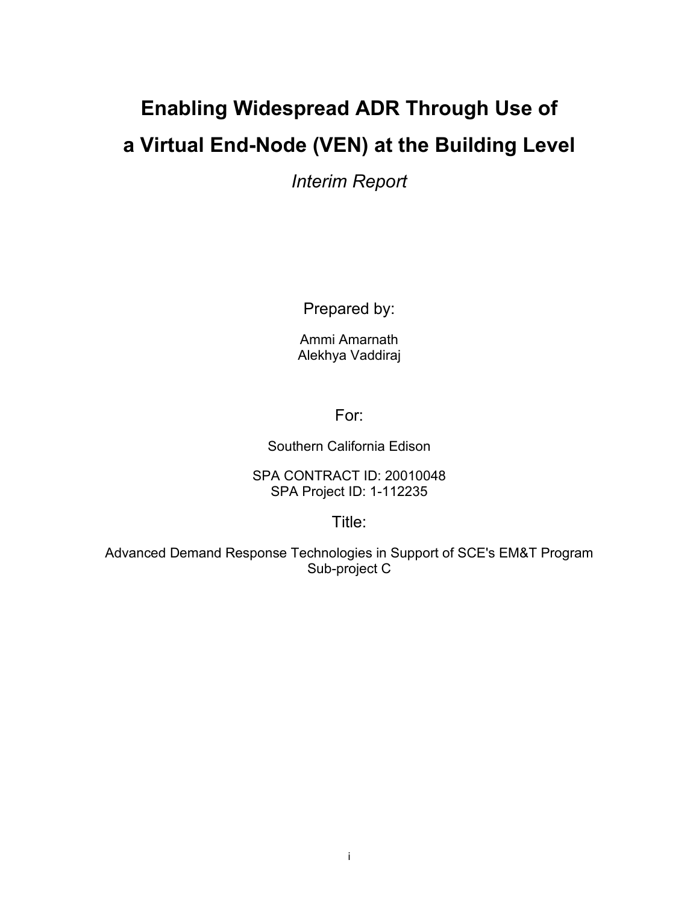# Enabling Widespread ADR Through Use of a Virtual End-Node (VEN) at the Building Level

*Interim Report*

Prepared by:

Ammi Amarnath
Alekhya Vaddiraj

For:

Southern California Edison

SPA CONTRACT ID: 20010048
SPA Project ID: 1-112235

Title:

Advanced Demand Response Technologies in Support of SCE's EM&T Program
Sub-project C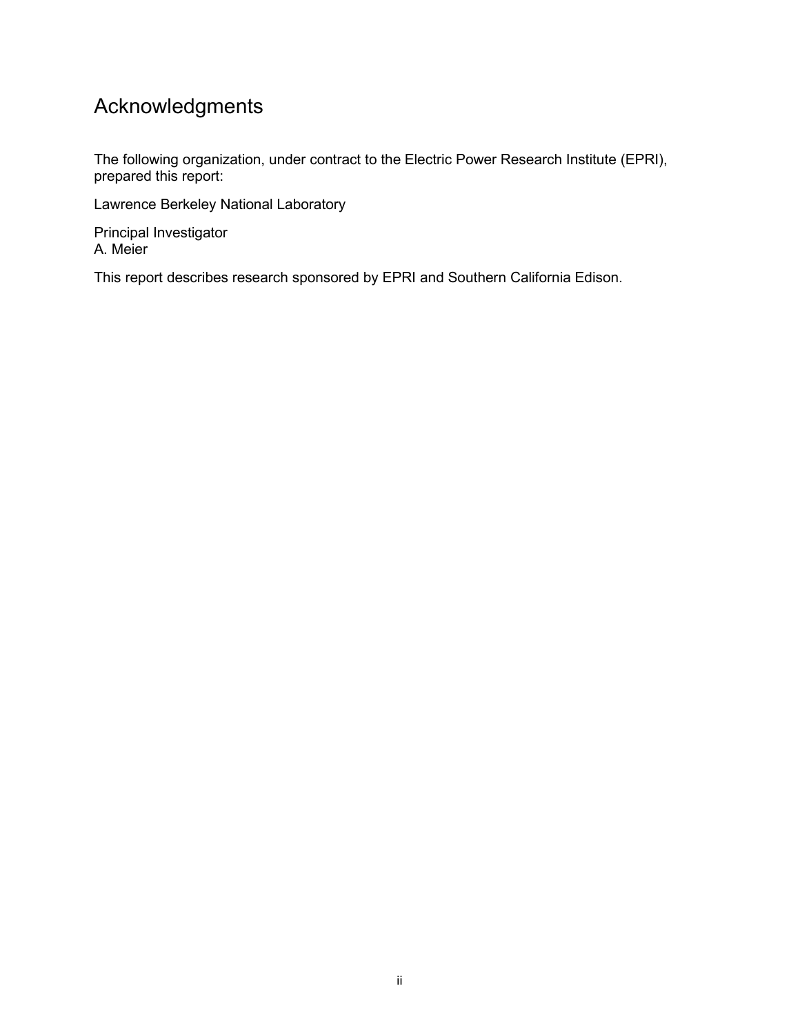# Acknowledgments

The following organization, under contract to the Electric Power Research Institute (EPRI), prepared this report:

Lawrence Berkeley National Laboratory

Principal Investigator
A. Meier

This report describes research sponsored by EPRI and Southern California Edison.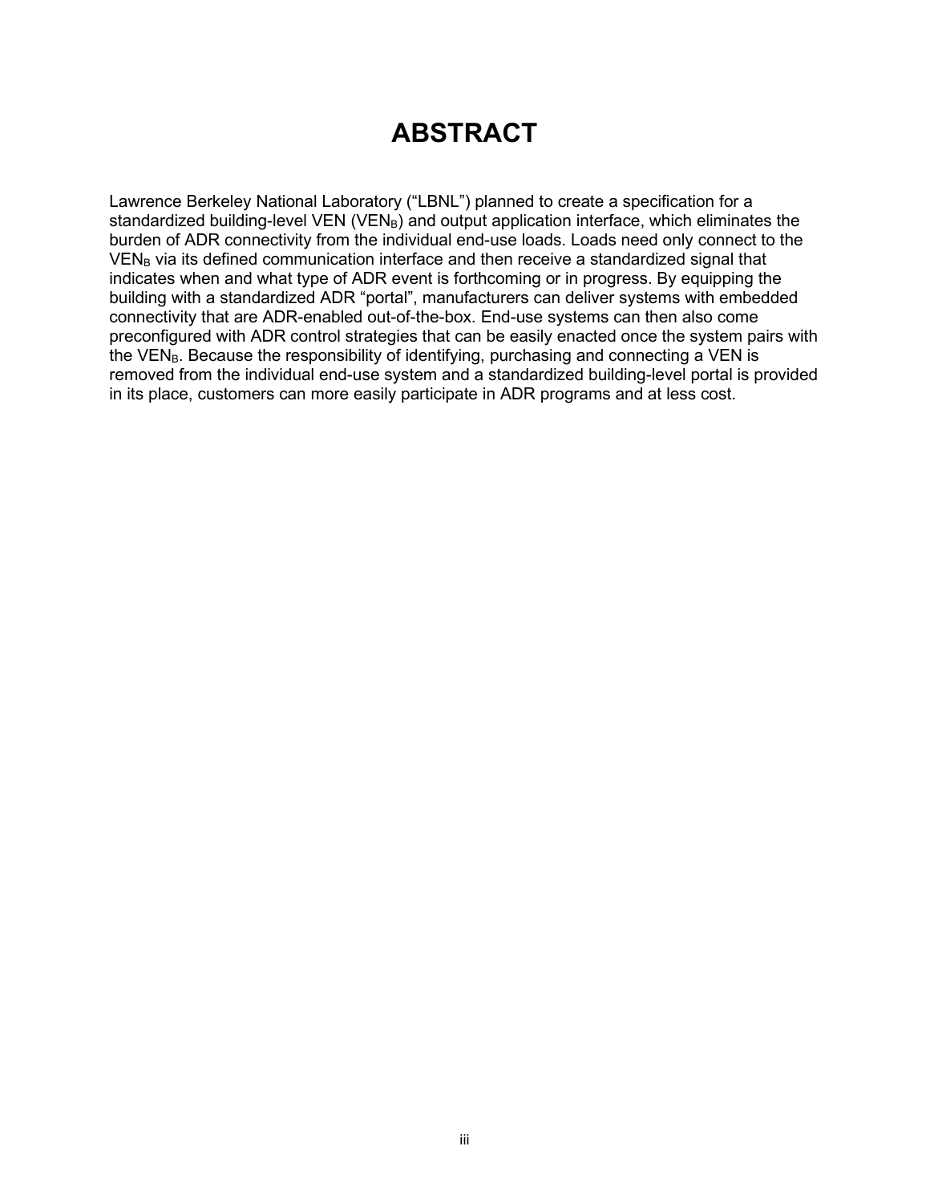# ABSTRACT

Lawrence Berkeley National Laboratory (“LBNL”) planned to create a specification for a standardized building-level VEN ($VEN_B$) and output application interface, which eliminates the burden of ADR connectivity from the individual end-use loads. Loads need only connect to the $VEN_B$ via its defined communication interface and then receive a standardized signal that indicates when and what type of ADR event is forthcoming or in progress. By equipping the building with a standardized ADR “portal”, manufacturers can deliver systems with embedded connectivity that are ADR-enabled out-of-the-box. End-use systems can then also come preconfigured with ADR control strategies that can be easily enacted once the system pairs with the $VEN_B$. Because the responsibility of identifying, purchasing and connecting a VEN is removed from the individual end-use system and a standardized building-level portal is provided in its place, customers can more easily participate in ADR programs and at less cost.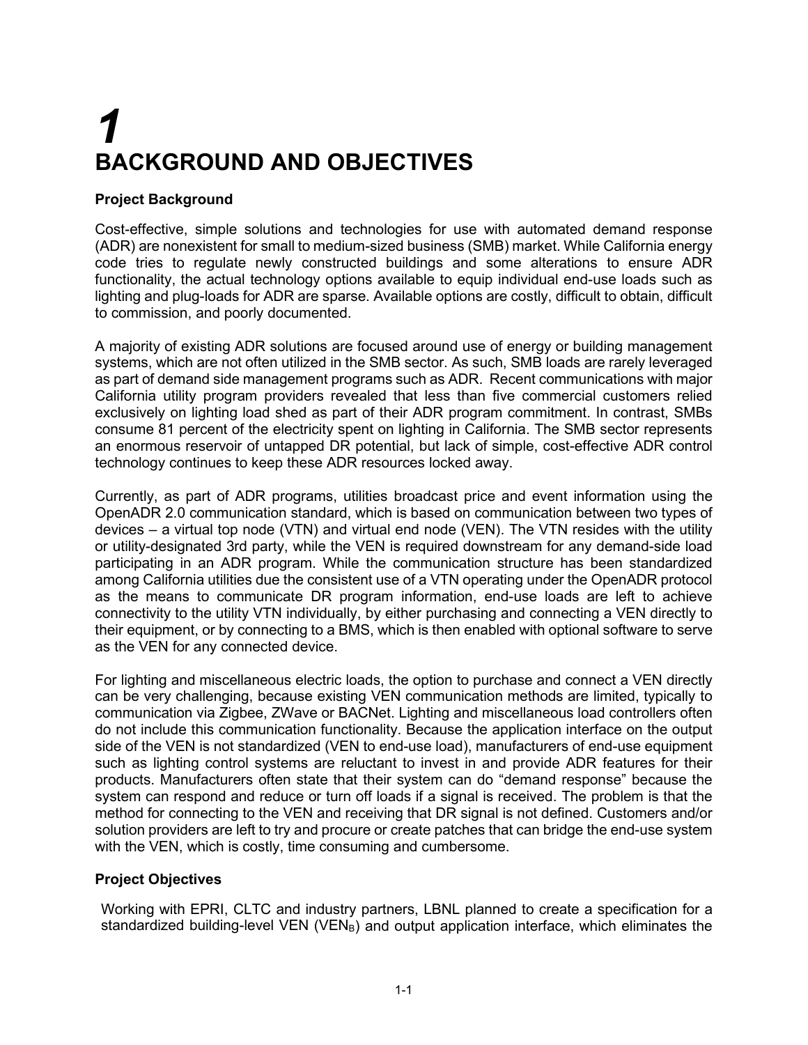# 1 BACKGROUND AND OBJECTIVES

### Project Background

Cost-effective, simple solutions and technologies for use with automated demand response (ADR) are nonexistent for small to medium-sized business (SMB) market. While California energy code tries to regulate newly constructed buildings and some alterations to ensure ADR functionality, the actual technology options available to equip individual end-use loads such as lighting and plug-loads for ADR are sparse. Available options are costly, difficult to obtain, difficult to commission, and poorly documented.

A majority of existing ADR solutions are focused around use of energy or building management systems, which are not often utilized in the SMB sector. As such, SMB loads are rarely leveraged as part of demand side management programs such as ADR. Recent communications with major California utility program providers revealed that less than five commercial customers relied exclusively on lighting load shed as part of their ADR program commitment. In contrast, SMBs consume 81 percent of the electricity spent on lighting in California. The SMB sector represents an enormous reservoir of untapped DR potential, but lack of simple, cost-effective ADR control technology continues to keep these ADR resources locked away.

Currently, as part of ADR programs, utilities broadcast price and event information using the OpenADR 2.0 communication standard, which is based on communication between two types of devices – a virtual top node (VTN) and virtual end node (VEN). The VTN resides with the utility or utility-designated 3rd party, while the VEN is required downstream for any demand-side load participating in an ADR program. While the communication structure has been standardized among California utilities due the consistent use of a VTN operating under the OpenADR protocol as the means to communicate DR program information, end-use loads are left to achieve connectivity to the utility VTN individually, by either purchasing and connecting a VEN directly to their equipment, or by connecting to a BMS, which is then enabled with optional software to serve as the VEN for any connected device.

For lighting and miscellaneous electric loads, the option to purchase and connect a VEN directly can be very challenging, because existing VEN communication methods are limited, typically to communication via Zigbee, ZWave or BACNet. Lighting and miscellaneous load controllers often do not include this communication functionality. Because the application interface on the output side of the VEN is not standardized (VEN to end-use load), manufacturers of end-use equipment such as lighting control systems are reluctant to invest in and provide ADR features for their products. Manufacturers often state that their system can do "demand response" because the system can respond and reduce or turn off loads if a signal is received. The problem is that the method for connecting to the VEN and receiving that DR signal is not defined. Customers and/or solution providers are left to try and procure or create patches that can bridge the end-use system with the VEN, which is costly, time consuming and cumbersome.

### Project Objectives

Working with EPRI, CLTC and industry partners, LBNL planned to create a specification for a standardized building-level VEN ($VEN_B$) and output application interface, which eliminates the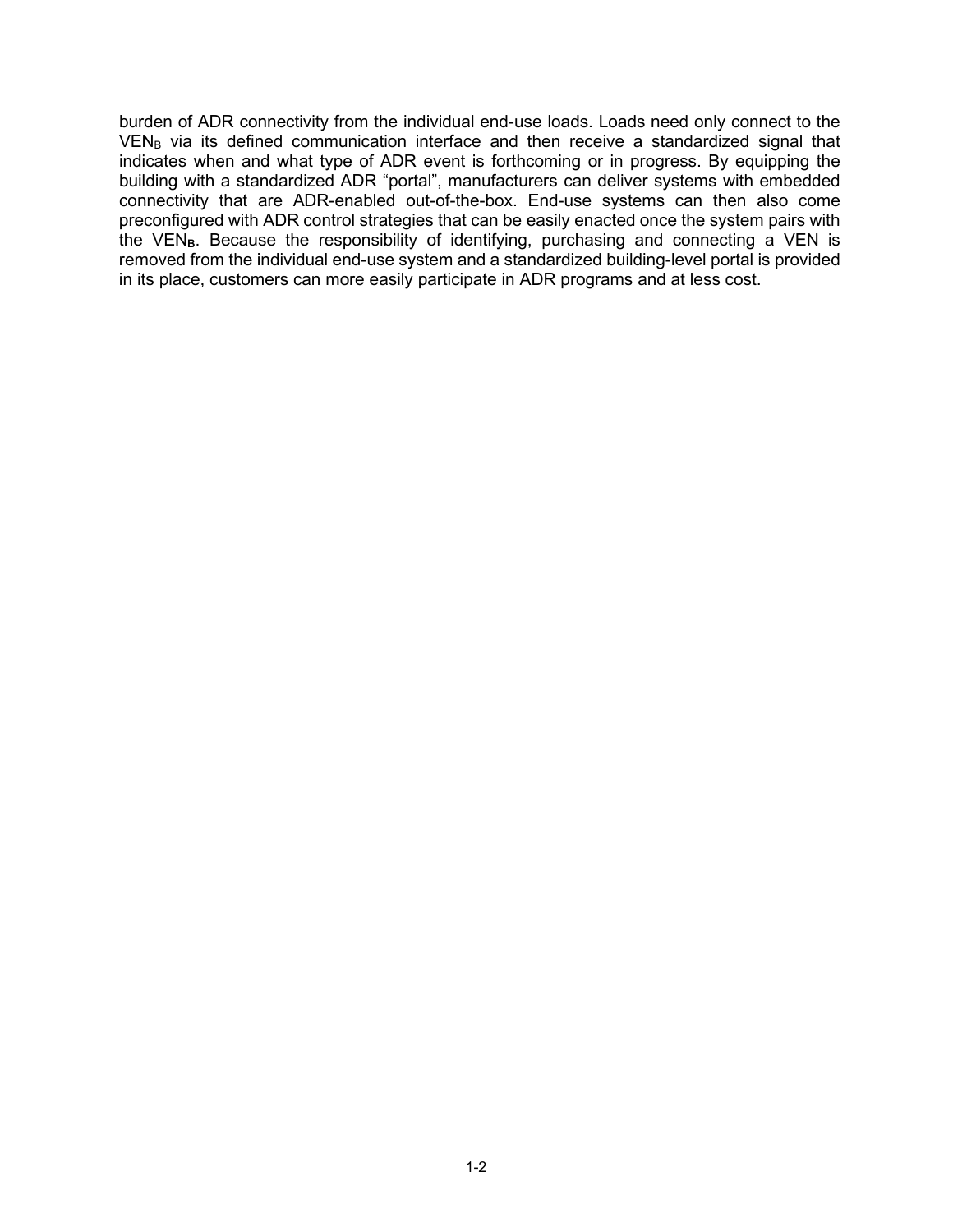burden of ADR connectivity from the individual end-use loads. Loads need only connect to the $VEN_B$ via its defined communication interface and then receive a standardized signal that indicates when and what type of ADR event is forthcoming or in progress. By equipping the building with a standardized ADR "portal", manufacturers can deliver systems with embedded connectivity that are ADR-enabled out-of-the-box. End-use systems can then also come preconfigured with ADR control strategies that can be easily enacted once the system pairs with the $VEN_B$. Because the responsibility of identifying, purchasing and connecting a VEN is removed from the individual end-use system and a standardized building-level portal is provided in its place, customers can more easily participate in ADR programs and at less cost.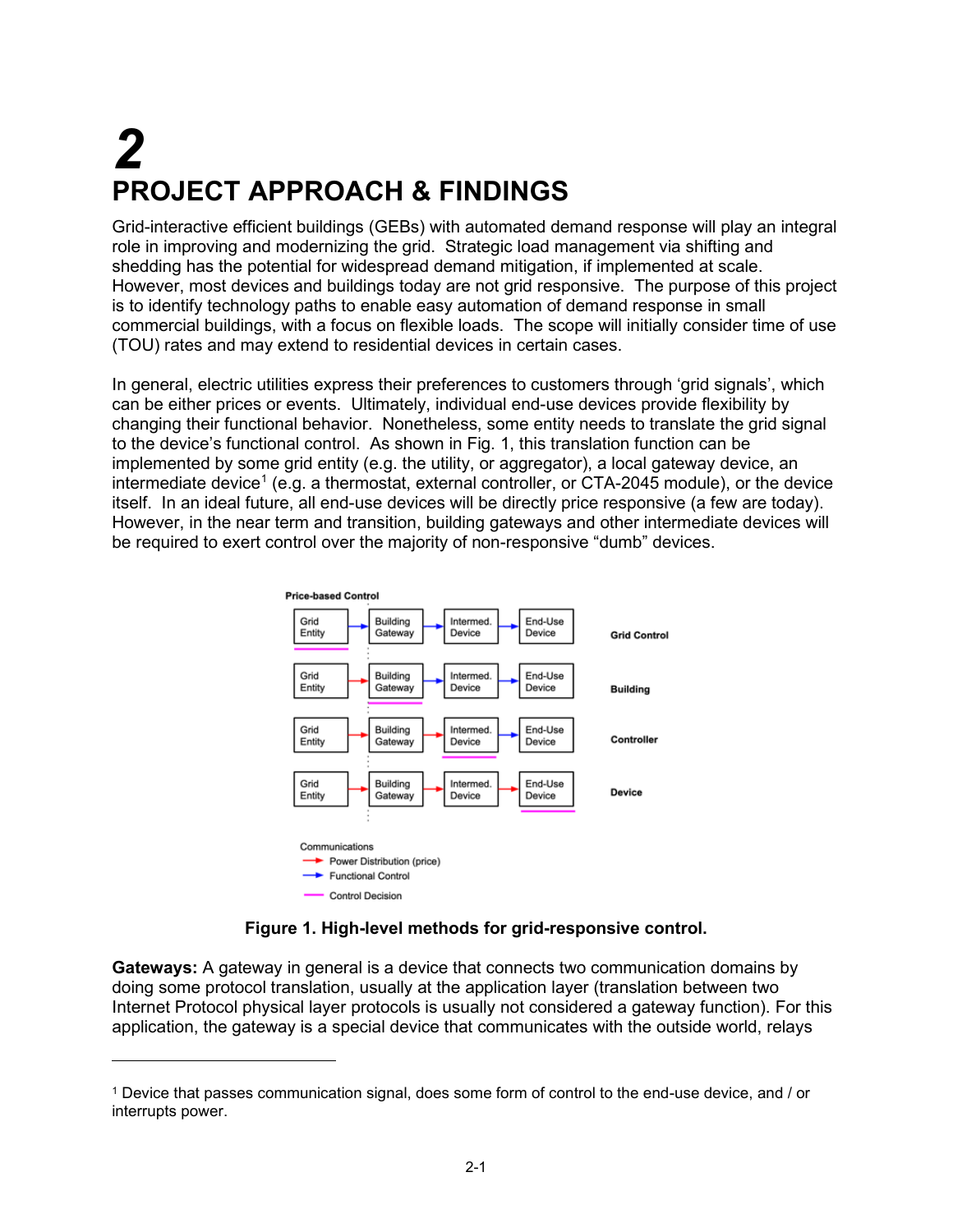# 2 PROJECT APPROACH & FINDINGS

Grid-interactive efficient buildings (GEBs) with automated demand response will play an integral role in improving and modernizing the grid. Strategic load management via shifting and shedding has the potential for widespread demand mitigation, if implemented at scale. However, most devices and buildings today are not grid responsive. The purpose of this project is to identify technology paths to enable easy automation of demand response in small commercial buildings, with a focus on flexible loads. The scope will initially consider time of use (TOU) rates and may extend to residential devices in certain cases.

In general, electric utilities express their preferences to customers through 'grid signals', which can be either prices or events. Ultimately, individual end-use devices provide flexibility by changing their functional behavior. Nonetheless, some entity needs to translate the grid signal to the device's functional control. As shown in Fig. 1, this translation function can be implemented by some grid entity (e.g. the utility, or aggregator), a local gateway device, an intermediate device[1] (e.g. a thermostat, external controller, or CTA-2045 module), or the device itself. In an ideal future, all end-use devices will be directly price responsive (a few are today). However, in the near term and transition, building gateways and other intermediate devices will be required to exert control over the majority of non-responsive "dumb" devices.

Price-based Control

Grid Entity → Building Gateway → Intermed. Device → End-Use Device — Grid Control

Grid Entity → Building Gateway → Intermed. Device → End-Use Device — Building

Grid Entity → Building Gateway → Intermed. Device → End-Use Device — Controller

Grid Entity → Building Gateway → Intermed. Device → End-Use Device — Device

Communications
- Power Distribution (price)
- Functional Control
- Control Decision

**Figure 1. High-level methods for grid-responsive control.**

**Gateways:** A gateway in general is a device that connects two communication domains by doing some protocol translation, usually at the application layer (translation between two Internet Protocol physical layer protocols is usually not considered a gateway function). For this application, the gateway is a special device that communicates with the outside world, relays

[1] Device that passes communication signal, does some form of control to the end-use device, and / or interrupts power.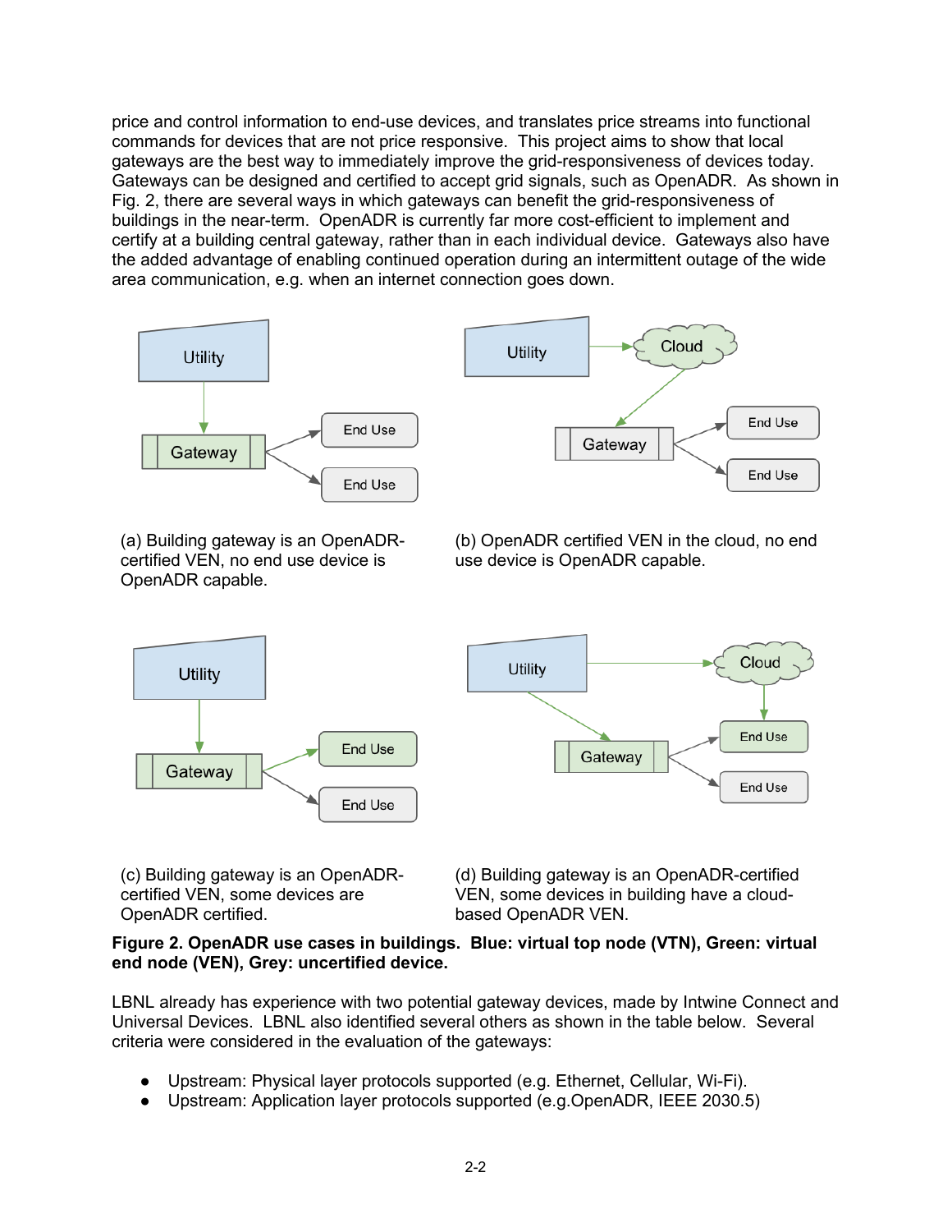price and control information to end-use devices, and translates price streams into functional commands for devices that are not price responsive.  This project aims to show that local gateways are the best way to immediately improve the grid-responsiveness of devices today. Gateways can be designed and certified to accept grid signals, such as OpenADR.  As shown in Fig. 2, there are several ways in which gateways can benefit the grid-responsiveness of buildings in the near-term.  OpenADR is currently far more cost-efficient to implement and certify at a building central gateway, rather than in each individual device.  Gateways also have the added advantage of enabling continued operation during an intermittent outage of the wide area communication, e.g. when an internet connection goes down.

(a) Building gateway is an OpenADR-certified VEN, no end use device is OpenADR capable.

(b) OpenADR certified VEN in the cloud, no end use device is OpenADR capable.

(c) Building gateway is an OpenADR-certified VEN, some devices are OpenADR certified.

(d) Building gateway is an OpenADR-certified VEN, some devices in building have a cloud-based OpenADR VEN.

**Figure 2. OpenADR use cases in buildings.  Blue: virtual top node (VTN), Green: virtual end node (VEN), Grey: uncertified device.**

LBNL already has experience with two potential gateway devices, made by Intwine Connect and Universal Devices.  LBNL also identified several others as shown in the table below.  Several criteria were considered in the evaluation of the gateways:

- Upstream: Physical layer protocols supported (e.g. Ethernet, Cellular, Wi-Fi).
- Upstream: Application layer protocols supported (e.g.OpenADR, IEEE 2030.5)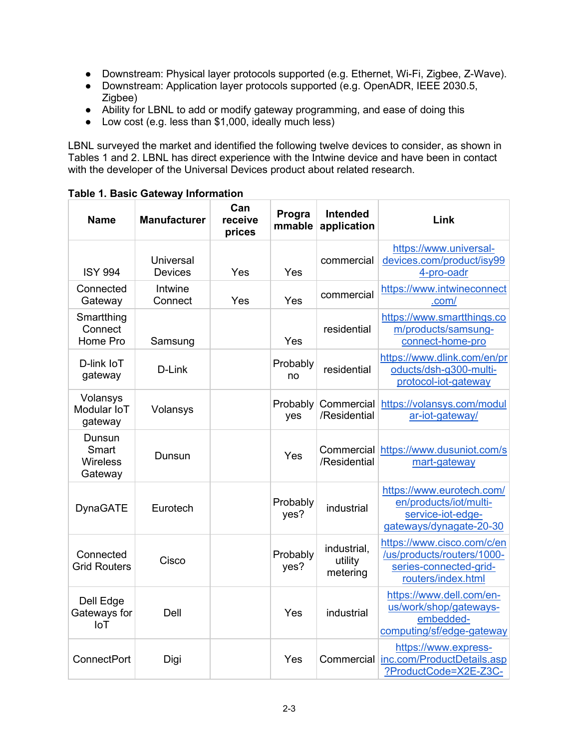- Downstream: Physical layer protocols supported (e.g. Ethernet, Wi-Fi, Zigbee, Z-Wave).
- Downstream: Application layer protocols supported (e.g. OpenADR, IEEE 2030.5, Zigbee)
- Ability for LBNL to add or modify gateway programming, and ease of doing this
- Low cost (e.g. less than $1,000, ideally much less)

LBNL surveyed the market and identified the following twelve devices to consider, as shown in Tables 1 and 2. LBNL has direct experience with the Intwine device and have been in contact with the developer of the Universal Devices product about related research.

**Table 1. Basic Gateway Information**

| Name | Manufacturer | Can receive prices | Programmable | Intended application | Link |
|---|---|---|---|---|---|
| ISY 994 | Universal Devices | Yes | Yes | commercial | https://www.universal-devices.com/product/isy994-pro-oadr |
| Connected Gateway | Intwine Connect | Yes | Yes | commercial | https://www.intwineconnect.com/ |
| Smartthing Connect Home Pro | Samsung | | Yes | residential | https://www.smartthings.com/products/samsung-connect-home-pro |
| D-link IoT gateway | D-Link | | Probably no | residential | https://www.dlink.com/en/products/dsh-g300-multi-protocol-iot-gateway |
| Volansys Modular IoT gateway | Volansys | | Probably yes | Commercial/Residential | https://volansys.com/modular-iot-gateway/ |
| Dunsun Smart Wireless Gateway | Dunsun | | Yes | Commercial/Residential | https://www.dusuniot.com/smart-gateway |
| DynaGATE | Eurotech | | Probably yes? | industrial | https://www.eurotech.com/en/products/iot/multi-service-iot-edge-gateways/dynagate-20-30 |
| Connected Grid Routers | Cisco | | Probably yes? | industrial, utility metering | https://www.cisco.com/c/en/us/products/routers/1000-series-connected-grid-routers/index.html |
| Dell Edge Gateways for IoT | Dell | | Yes | industrial | https://www.dell.com/en-us/work/shop/gateways-embedded-computing/sf/edge-gateway |
| ConnectPort | Digi | | Yes | Commercial | https://www.express-inc.com/ProductDetails.asp?ProductCode=X2E-Z3C- |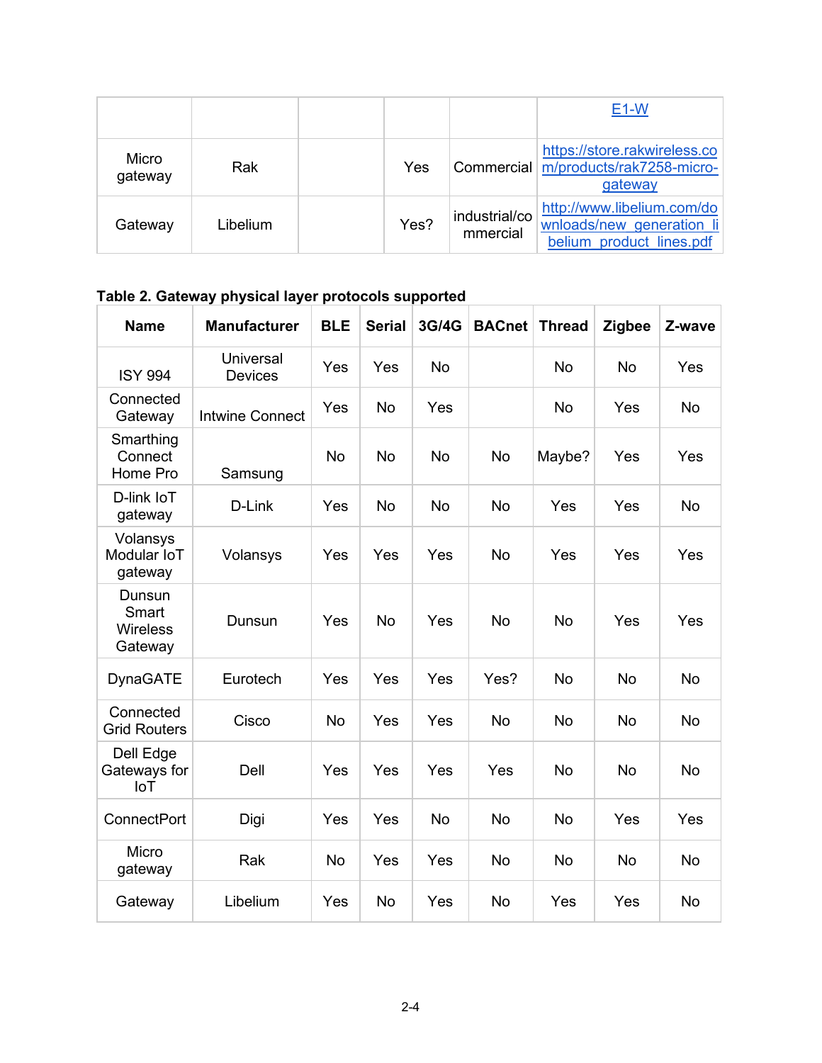|  |  |  |  |  | [E1-W](E1-W) |
|---|---|---|---|---|---|
| Micro gateway | Rak |  | Yes | Commercial | [https://store.rakwireless.com/products/rak7258-micro-gateway](https://store.rakwireless.com/products/rak7258-micro-gateway) |
| Gateway | Libelium |  | Yes? | industrial/commercial | [http://www.libelium.com/downloads/new_generation_libelium_product_lines.pdf](http://www.libelium.com/downloads/new_generation_libelium_product_lines.pdf) |

**Table 2. Gateway physical layer protocols supported**

| Name | Manufacturer | BLE | Serial | 3G/4G | BACnet | Thread | Zigbee | Z-wave |
|---|---|---|---|---|---|---|---|---|
| ISY 994 | Universal Devices | Yes | Yes | No |  | No | No | Yes |
| Connected Gateway | Intwine Connect | Yes | No | Yes |  | No | Yes | No |
| Smarthing Connect Home Pro | Samsung | No | No | No | No | Maybe? | Yes | Yes |
| D-link IoT gateway | D-Link | Yes | No | No | No | Yes | Yes | No |
| Volansys Modular IoT gateway | Volansys | Yes | Yes | Yes | No | Yes | Yes | Yes |
| Dunsun Smart Wireless Gateway | Dunsun | Yes | No | Yes | No | No | Yes | Yes |
| DynaGATE | Eurotech | Yes | Yes | Yes | Yes? | No | No | No |
| Connected Grid Routers | Cisco | No | Yes | Yes | No | No | No | No |
| Dell Edge Gateways for IoT | Dell | Yes | Yes | Yes | Yes | No | No | No |
| ConnectPort | Digi | Yes | Yes | No | No | No | Yes | Yes |
| Micro gateway | Rak | No | Yes | Yes | No | No | No | No |
| Gateway | Libelium | Yes | No | Yes | No | Yes | Yes | No |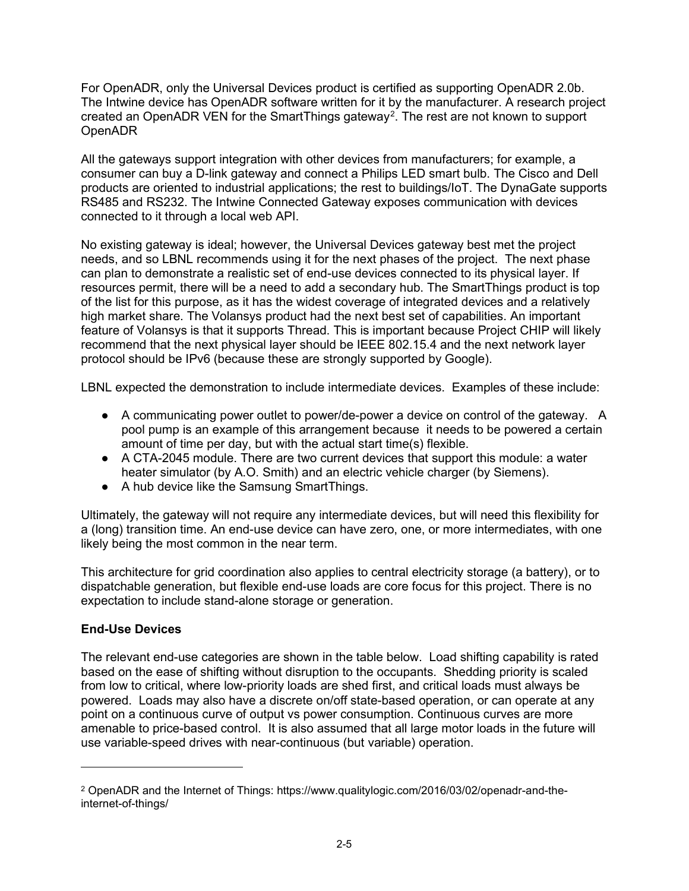For OpenADR, only the Universal Devices product is certified as supporting OpenADR 2.0b. The Intwine device has OpenADR software written for it by the manufacturer. A research project created an OpenADR VEN for the SmartThings gateway[2]. The rest are not known to support OpenADR

All the gateways support integration with other devices from manufacturers; for example, a consumer can buy a D-link gateway and connect a Philips LED smart bulb. The Cisco and Dell products are oriented to industrial applications; the rest to buildings/IoT. The DynaGate supports RS485 and RS232. The Intwine Connected Gateway exposes communication with devices connected to it through a local web API.

No existing gateway is ideal; however, the Universal Devices gateway best met the project needs, and so LBNL recommends using it for the next phases of the project. The next phase can plan to demonstrate a realistic set of end-use devices connected to its physical layer. If resources permit, there will be a need to add a secondary hub. The SmartThings product is top of the list for this purpose, as it has the widest coverage of integrated devices and a relatively high market share. The Volansys product had the next best set of capabilities. An important feature of Volansys is that it supports Thread. This is important because Project CHIP will likely recommend that the next physical layer should be IEEE 802.15.4 and the next network layer protocol should be IPv6 (because these are strongly supported by Google).

LBNL expected the demonstration to include intermediate devices. Examples of these include:

- A communicating power outlet to power/de-power a device on control of the gateway. A pool pump is an example of this arrangement because it needs to be powered a certain amount of time per day, but with the actual start time(s) flexible.
- A CTA-2045 module. There are two current devices that support this module: a water heater simulator (by A.O. Smith) and an electric vehicle charger (by Siemens).
- A hub device like the Samsung SmartThings.

Ultimately, the gateway will not require any intermediate devices, but will need this flexibility for a (long) transition time. An end-use device can have zero, one, or more intermediates, with one likely being the most common in the near term.

This architecture for grid coordination also applies to central electricity storage (a battery), or to dispatchable generation, but flexible end-use loads are core focus for this project. There is no expectation to include stand-alone storage or generation.

**End-Use Devices**

The relevant end-use categories are shown in the table below. Load shifting capability is rated based on the ease of shifting without disruption to the occupants. Shedding priority is scaled from low to critical, where low-priority loads are shed first, and critical loads must always be powered. Loads may also have a discrete on/off state-based operation, or can operate at any point on a continuous curve of output vs power consumption. Continuous curves are more amenable to price-based control. It is also assumed that all large motor loads in the future will use variable-speed drives with near-continuous (but variable) operation.

---

[2] OpenADR and the Internet of Things: https://www.qualitylogic.com/2016/03/02/openadr-and-the-internet-of-things/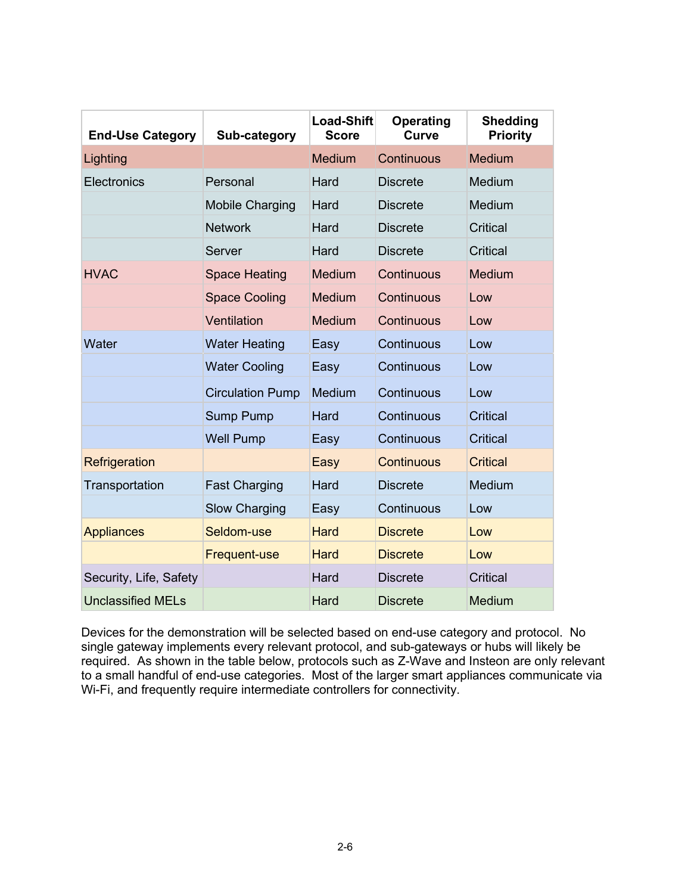| End-Use Category | Sub-category | Load-Shift Score | Operating Curve | Shedding Priority |
|---|---|---|---|---|
| Lighting | | Medium | Continuous | Medium |
| Electronics | Personal | Hard | Discrete | Medium |
| | Mobile Charging | Hard | Discrete | Medium |
| | Network | Hard | Discrete | Critical |
| | Server | Hard | Discrete | Critical |
| HVAC | Space Heating | Medium | Continuous | Medium |
| | Space Cooling | Medium | Continuous | Low |
| | Ventilation | Medium | Continuous | Low |
| Water | Water Heating | Easy | Continuous | Low |
| | Water Cooling | Easy | Continuous | Low |
| | Circulation Pump | Medium | Continuous | Low |
| | Sump Pump | Hard | Continuous | Critical |
| | Well Pump | Easy | Continuous | Critical |
| Refrigeration | | Easy | Continuous | Critical |
| Transportation | Fast Charging | Hard | Discrete | Medium |
| | Slow Charging | Easy | Continuous | Low |
| Appliances | Seldom-use | Hard | Discrete | Low |
| | Frequent-use | Hard | Discrete | Low |
| Security, Life, Safety | | Hard | Discrete | Critical |
| Unclassified MELs | | Hard | Discrete | Medium |

Devices for the demonstration will be selected based on end-use category and protocol. No single gateway implements every relevant protocol, and sub-gateways or hubs will likely be required. As shown in the table below, protocols such as Z-Wave and Insteon are only relevant to a small handful of end-use categories. Most of the larger smart appliances communicate via Wi-Fi, and frequently require intermediate controllers for connectivity.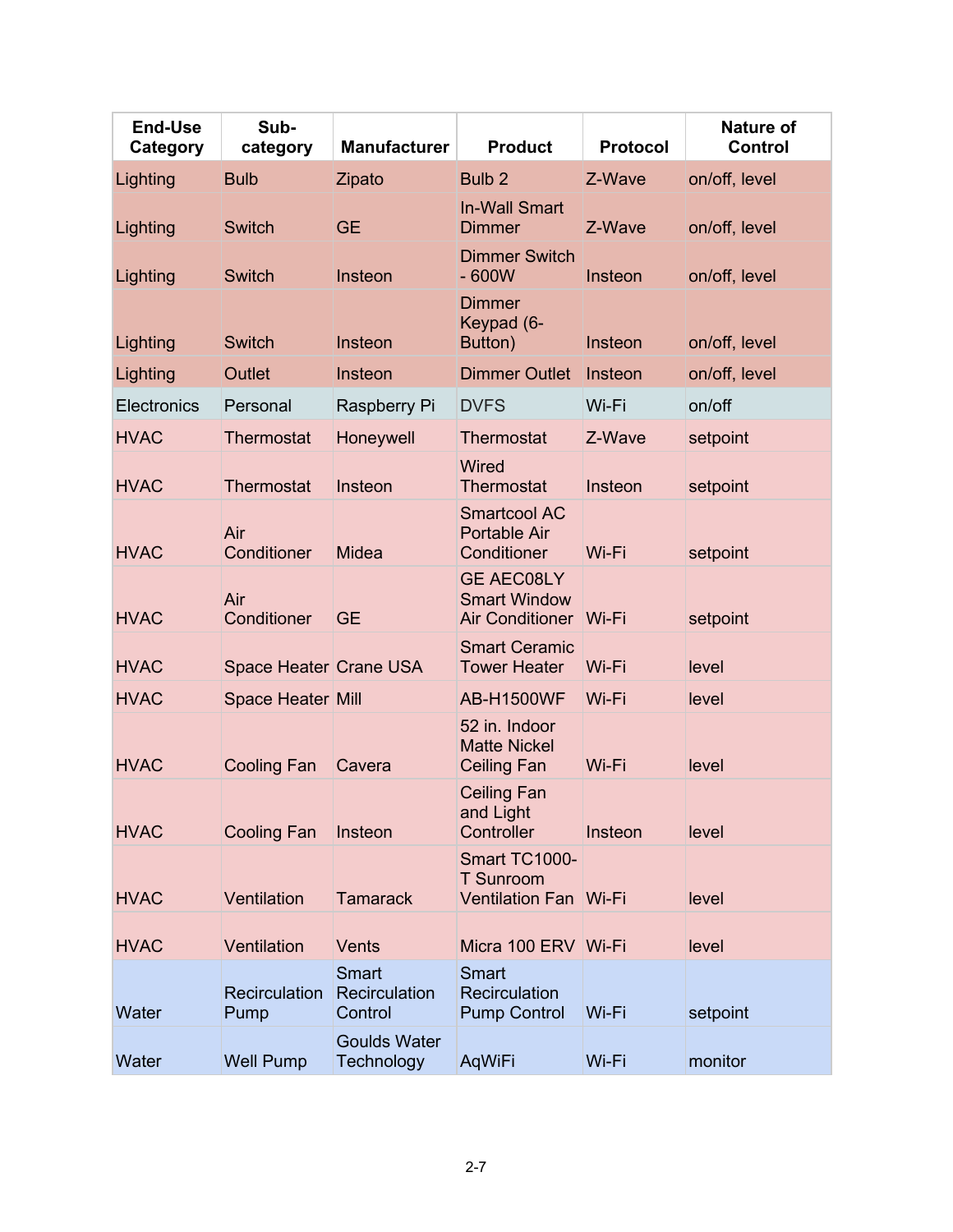| End-Use Category | Sub-category | Manufacturer | Product | Protocol | Nature of Control |
|---|---|---|---|---|---|
| Lighting | Bulb | Zipato | Bulb 2 | Z-Wave | on/off, level |
| Lighting | Switch | GE | In-Wall Smart Dimmer | Z-Wave | on/off, level |
| Lighting | Switch | Insteon | Dimmer Switch - 600W | Insteon | on/off, level |
| Lighting | Switch | Insteon | Dimmer Keypad (6-Button) | Insteon | on/off, level |
| Lighting | Outlet | Insteon | Dimmer Outlet | Insteon | on/off, level |
| Electronics | Personal | Raspberry Pi | DVFS | Wi-Fi | on/off |
| HVAC | Thermostat | Honeywell | Thermostat | Z-Wave | setpoint |
| HVAC | Thermostat | Insteon | Wired Thermostat | Insteon | setpoint |
| HVAC | Air Conditioner | Midea | Smartcool AC Portable Air Conditioner | Wi-Fi | setpoint |
| HVAC | Air Conditioner | GE | GE AEC08LY Smart Window Air Conditioner | Wi-Fi | setpoint |
| HVAC | Space Heater | Crane USA | Smart Ceramic Tower Heater | Wi-Fi | level |
| HVAC | Space Heater | Mill | AB-H1500WF | Wi-Fi | level |
| HVAC | Cooling Fan | Cavera | 52 in. Indoor Matte Nickel Ceiling Fan | Wi-Fi | level |
| HVAC | Cooling Fan | Insteon | Ceiling Fan and Light Controller | Insteon | level |
| HVAC | Ventilation | Tamarack | Smart TC1000-T Sunroom Ventilation Fan | Wi-Fi | level |
| HVAC | Ventilation | Vents | Micra 100 ERV | Wi-Fi | level |
| Water | Recirculation Pump | Smart Recirculation Control | Smart Recirculation Pump Control | Wi-Fi | setpoint |
| Water | Well Pump | Goulds Water Technology | AqWiFi | Wi-Fi | monitor |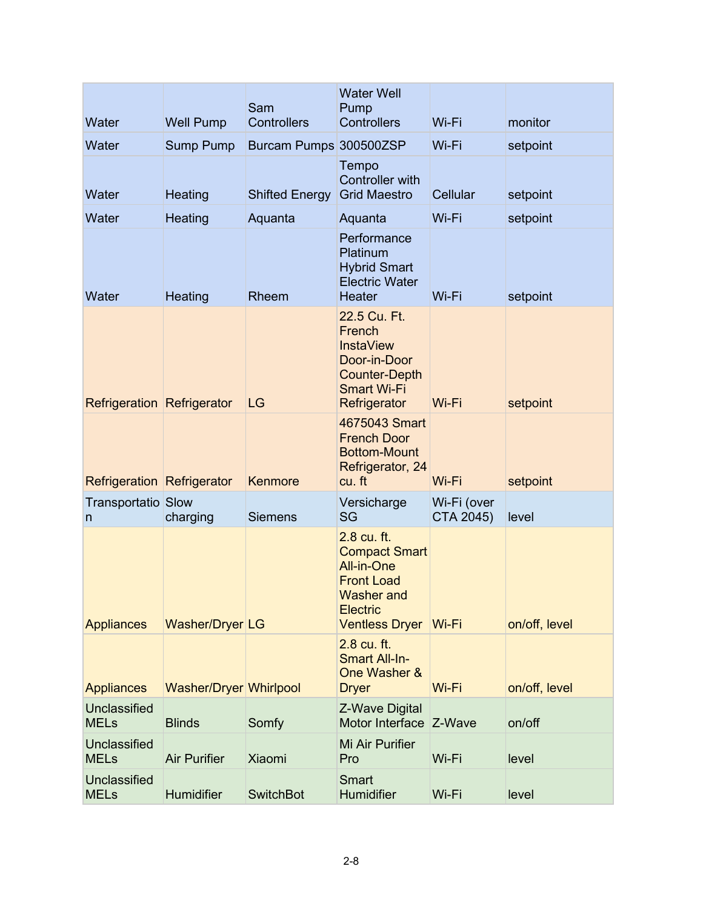| Water | Well Pump | Sam Controllers | Water Well Pump Controllers | Wi-Fi | monitor |
|---|---|---|---|---|---|
| Water | Sump Pump | Burcam Pumps | 300500ZSP | Wi-Fi | setpoint |
| Water | Heating | Shifted Energy | Tempo Controller with Grid Maestro | Cellular | setpoint |
| Water | Heating | Aquanta | Aquanta | Wi-Fi | setpoint |
| Water | Heating | Rheem | Performance Platinum Hybrid Smart Electric Water Heater | Wi-Fi | setpoint |
| Refrigeration | Refrigerator | LG | 22.5 Cu. Ft. French InstaView Door-in-Door Counter-Depth Smart Wi-Fi Refrigerator | Wi-Fi | setpoint |
| Refrigeration | Refrigerator | Kenmore | 4675043 Smart French Door Bottom-Mount Refrigerator, 24 cu. ft | Wi-Fi | setpoint |
| Transportation | Slow charging | Siemens | Versicharge SG | Wi-Fi (over CTA 2045) | level |
| Appliances | Washer/Dryer | LG | 2.8 cu. ft. Compact Smart All-in-One Front Load Washer and Electric Ventless Dryer | Wi-Fi | on/off, level |
| Appliances | Washer/Dryer | Whirlpool | 2.8 cu. ft. Smart All-In-One Washer & Dryer | Wi-Fi | on/off, level |
| Unclassified MELs | Blinds | Somfy | Z-Wave Digital Motor Interface | Z-Wave | on/off |
| Unclassified MELs | Air Purifier | Xiaomi | Mi Air Purifier Pro | Wi-Fi | level |
| Unclassified MELs | Humidifier | SwitchBot | Smart Humidifier | Wi-Fi | level |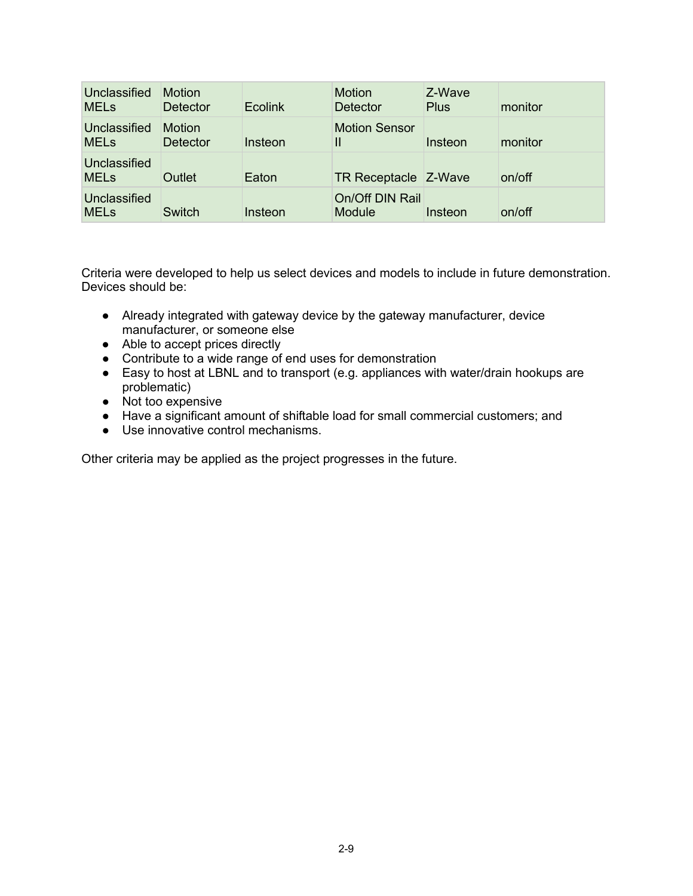| Unclassified MELs | Motion Detector | Ecolink | Motion Detector | Z-Wave Plus | monitor |
|---|---|---|---|---|---|
| Unclassified MELs | Motion Detector | Insteon | Motion Sensor II | Insteon | monitor |
| Unclassified MELs | Outlet | Eaton | TR Receptacle | Z-Wave | on/off |
| Unclassified MELs | Switch | Insteon | On/Off DIN Rail Module | Insteon | on/off |

Criteria were developed to help us select devices and models to include in future demonstration. Devices should be:

- Already integrated with gateway device by the gateway manufacturer, device manufacturer, or someone else
- Able to accept prices directly
- Contribute to a wide range of end uses for demonstration
- Easy to host at LBNL and to transport (e.g. appliances with water/drain hookups are problematic)
- Not too expensive
- Have a significant amount of shiftable load for small commercial customers; and
- Use innovative control mechanisms.

Other criteria may be applied as the project progresses in the future.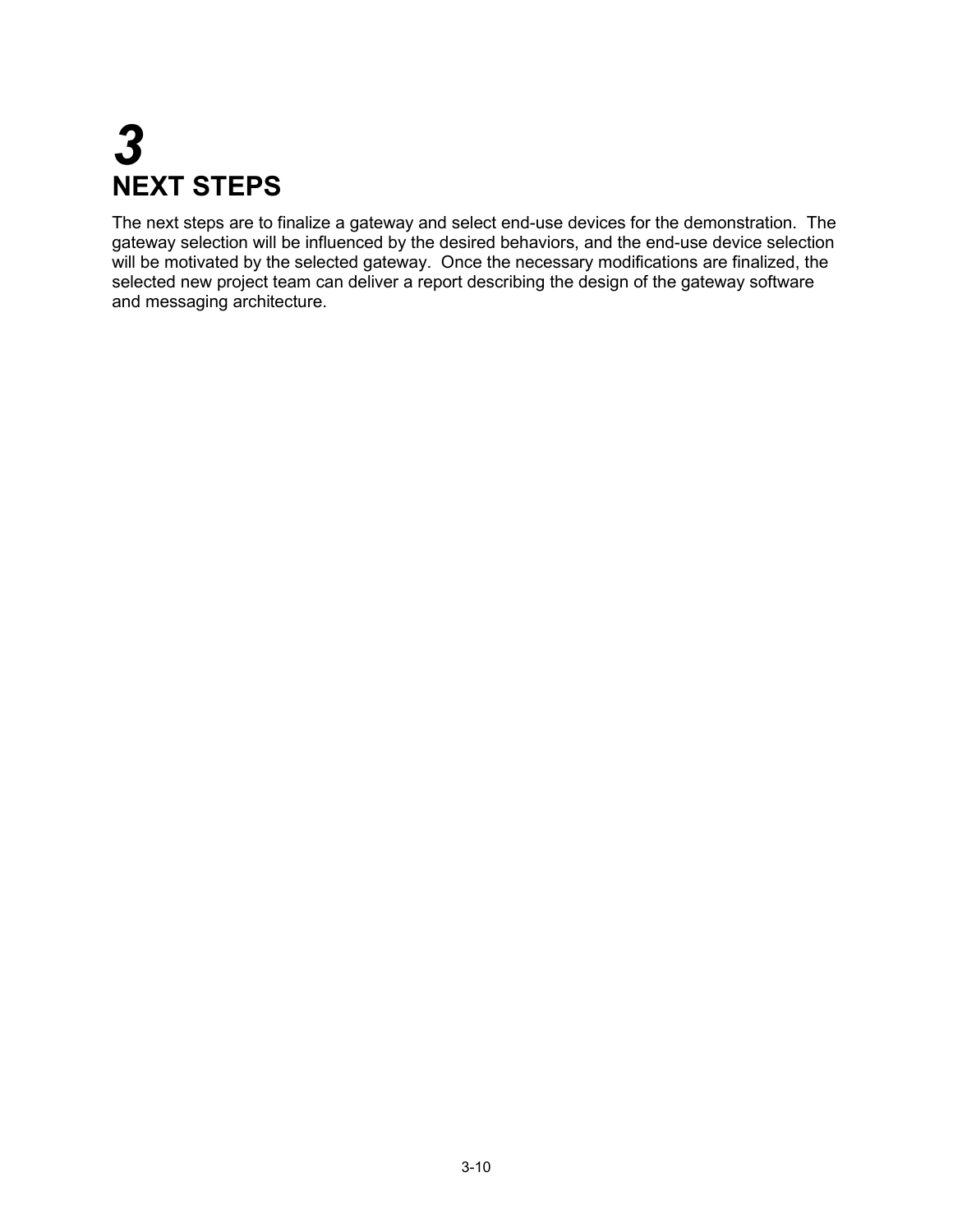# 3 NEXT STEPS

The next steps are to finalize a gateway and select end-use devices for the demonstration. The gateway selection will be influenced by the desired behaviors, and the end-use device selection will be motivated by the selected gateway. Once the necessary modifications are finalized, the selected new project team can deliver a report describing the design of the gateway software and messaging architecture.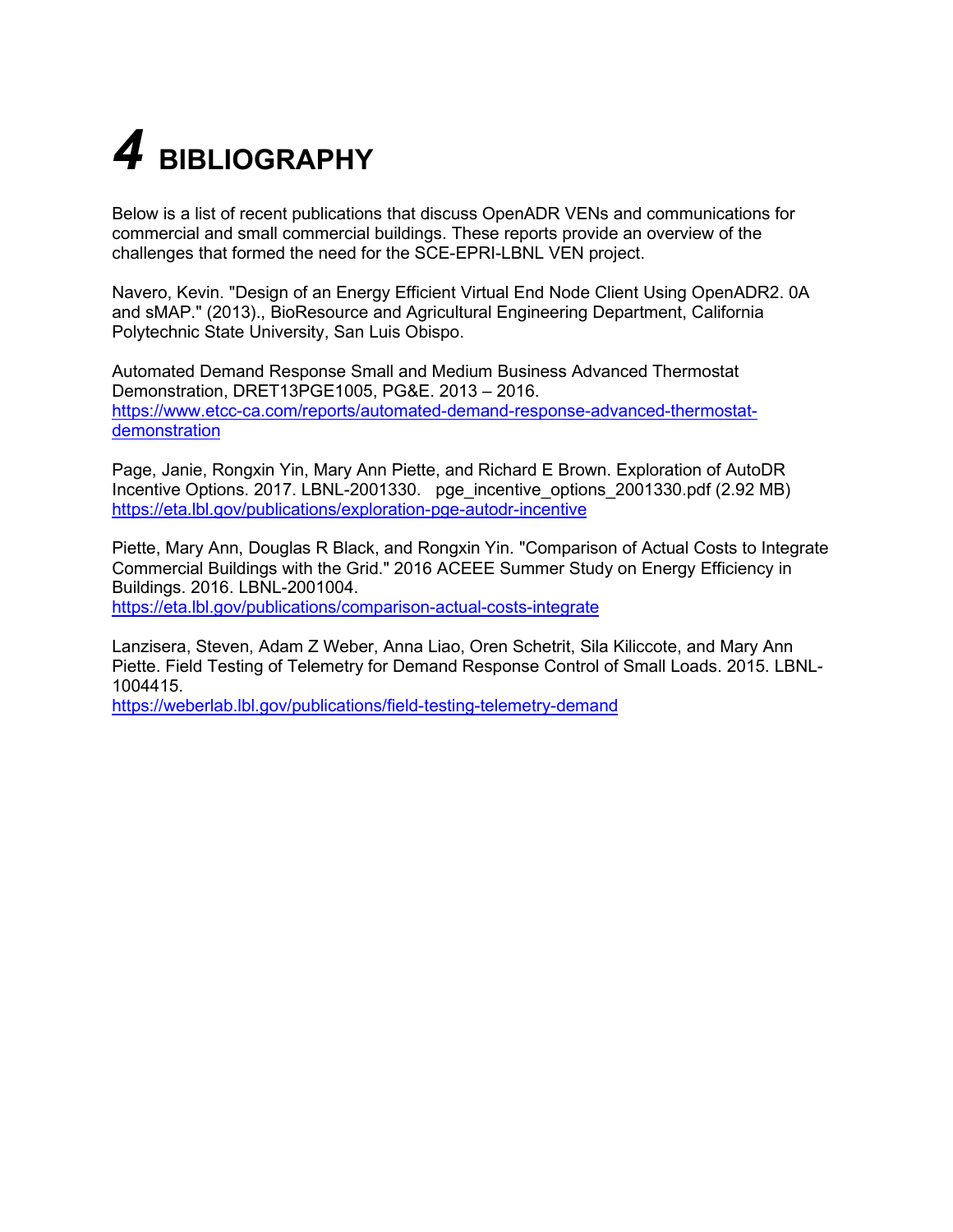# 4 BIBLIOGRAPHY

Below is a list of recent publications that discuss OpenADR VENs and communications for commercial and small commercial buildings. These reports provide an overview of the challenges that formed the need for the SCE-EPRI-LBNL VEN project.

Navero, Kevin. "Design of an Energy Efficient Virtual End Node Client Using OpenADR2. 0A and sMAP." (2013)., BioResource and Agricultural Engineering Department, California Polytechnic State University, San Luis Obispo.

Automated Demand Response Small and Medium Business Advanced Thermostat Demonstration, DRET13PGE1005, PG&E. 2013 – 2016.
https://www.etcc-ca.com/reports/automated-demand-response-advanced-thermostat-demonstration

Page, Janie, Rongxin Yin, Mary Ann Piette, and Richard E Brown. Exploration of AutoDR Incentive Options. 2017. LBNL-2001330. pge_incentive_options_2001330.pdf (2.92 MB)
https://eta.lbl.gov/publications/exploration-pge-autodr-incentive

Piette, Mary Ann, Douglas R Black, and Rongxin Yin. "Comparison of Actual Costs to Integrate Commercial Buildings with the Grid." 2016 ACEEE Summer Study on Energy Efficiency in Buildings. 2016. LBNL-2001004.
https://eta.lbl.gov/publications/comparison-actual-costs-integrate

Lanzisera, Steven, Adam Z Weber, Anna Liao, Oren Schetrit, Sila Kiliccote, and Mary Ann Piette. Field Testing of Telemetry for Demand Response Control of Small Loads. 2015. LBNL-1004415.
https://weberlab.lbl.gov/publications/field-testing-telemetry-demand